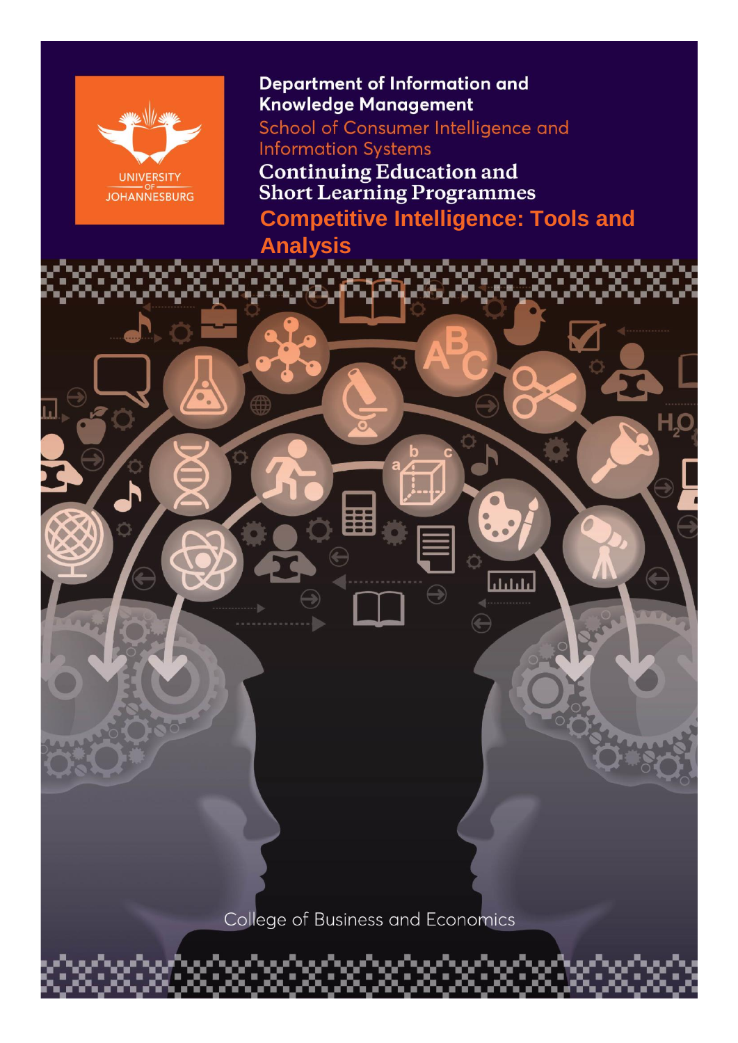UNIVERSITY OF JOHANNESBURG

**Department of Information and Knowledge Management**

School of Consumer Intelligence and Information Systems

**Continuing Education and Short Learning Programmes**

# Competitive Intelligence: Tools and Analysis

College of Business and Economics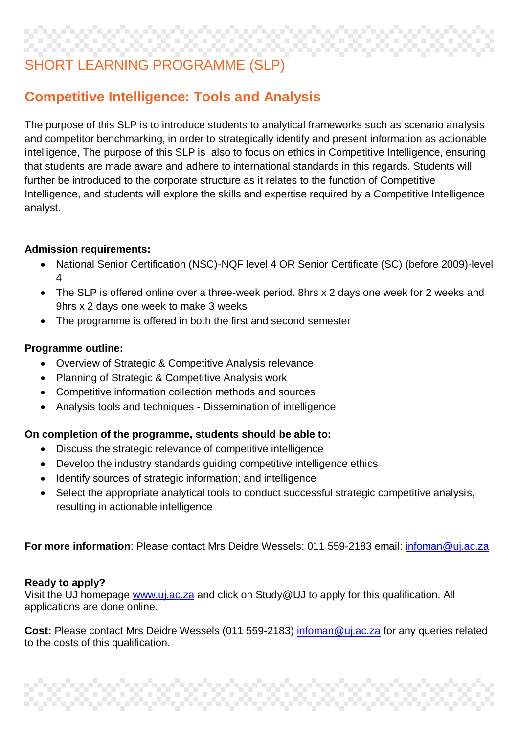SHORT LEARNING PROGRAMME (SLP)

## Competitive Intelligence: Tools and Analysis

The purpose of this SLP is to introduce students to analytical frameworks such as scenario analysis and competitor benchmarking, in order to strategically identify and present information as actionable intelligence, The purpose of this SLP is also to focus on ethics in Competitive Intelligence, ensuring that students are made aware and adhere to international standards in this regards. Students will further be introduced to the corporate structure as it relates to the function of Competitive Intelligence, and students will explore the skills and expertise required by a Competitive Intelligence analyst.

**Admission requirements:**

- National Senior Certification (NSC)-NQF level 4 OR Senior Certificate (SC) (before 2009)-level 4
- The SLP is offered online over a three-week period. 8hrs x 2 days one week for 2 weeks and 9hrs x 2 days one week to make 3 weeks
- The programme is offered in both the first and second semester

**Programme outline:**

- Overview of Strategic & Competitive Analysis relevance
- Planning of Strategic & Competitive Analysis work
- Competitive information collection methods and sources
- Analysis tools and techniques - Dissemination of intelligence

**On completion of the programme, students should be able to:**

- Discuss the strategic relevance of competitive intelligence
- Develop the industry standards guiding competitive intelligence ethics
- Identify sources of strategic information; and intelligence
- Select the appropriate analytical tools to conduct successful strategic competitive analysis, resulting in actionable intelligence

**For more information**: Please contact Mrs Deidre Wessels: 011 559-2183 email: infoman@uj.ac.za

**Ready to apply?**
Visit the UJ homepage www.uj.ac.za and click on Study@UJ to apply for this qualification. All applications are done online.

**Cost:** Please contact Mrs Deidre Wessels (011 559-2183) infoman@uj.ac.za for any queries related to the costs of this qualification.